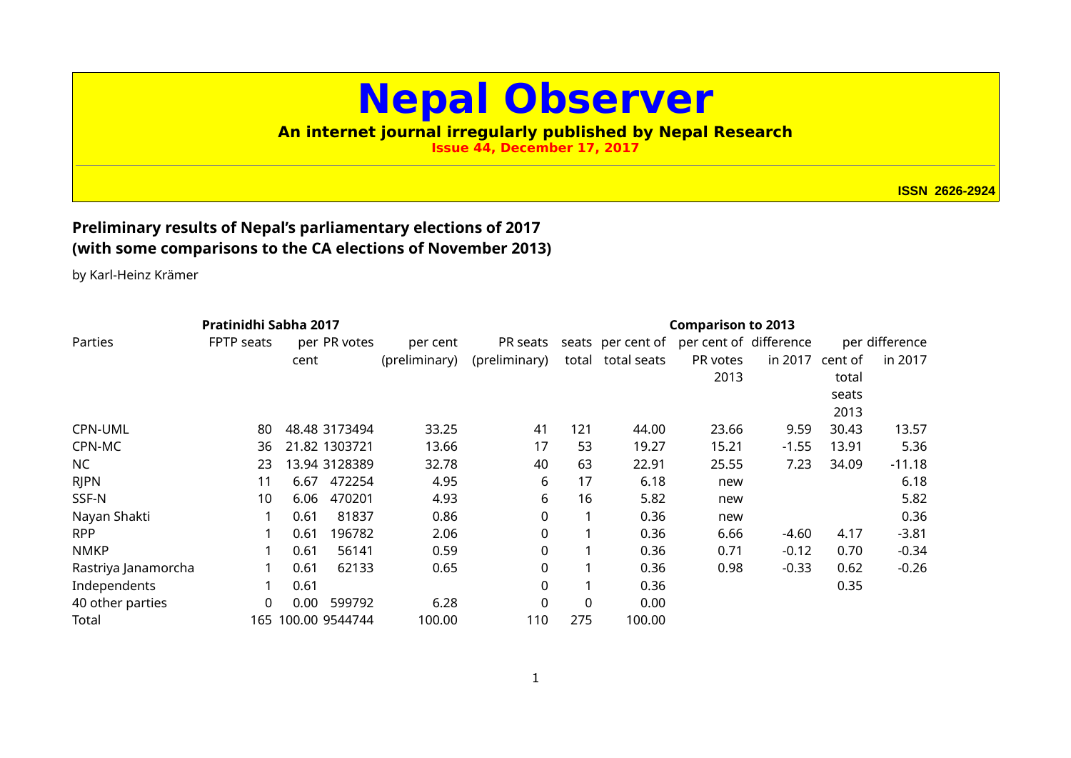# Nepal Observer

**An internet journal irregularly published by Nepal Research**

**Issue 44, December 17, 2017**

**ISSN 2626-2924**

## Preliminary results of Nepal's parliamentary elections of 2017 (with some comparisons to the CA elections of November 2013)

by Karl-Heinz Krämer

| | Pratinidhi Sabha 2017 | | | | | | | Comparison to 2013 | | | |
|---|---|---|---|---|---|---|---|---|---|---|---|
| Parties | FPTP seats | per cent | PR votes | per cent (preliminary) | PR seats (preliminary) | seats total | per cent of total seats | per cent of PR votes 2013 | difference in 2017 | per cent of total seats 2013 | difference in 2017 |
| CPN-UML | 80 | 48.48 | 3173494 | 33.25 | 41 | 121 | 44.00 | 23.66 | 9.59 | 30.43 | 13.57 |
| CPN-MC | 36 | 21.82 | 1303721 | 13.66 | 17 | 53 | 19.27 | 15.21 | -1.55 | 13.91 | 5.36 |
| NC | 23 | 13.94 | 3128389 | 32.78 | 40 | 63 | 22.91 | 25.55 | 7.23 | 34.09 | -11.18 |
| RJPN | 11 | 6.67 | 472254 | 4.95 | 6 | 17 | 6.18 | new | | | 6.18 |
| SSF-N | 10 | 6.06 | 470201 | 4.93 | 6 | 16 | 5.82 | new | | | 5.82 |
| Nayan Shakti | 1 | 0.61 | 81837 | 0.86 | 0 | 1 | 0.36 | new | | | 0.36 |
| RPP | 1 | 0.61 | 196782 | 2.06 | 0 | 1 | 0.36 | 6.66 | -4.60 | 4.17 | -3.81 |
| NMKP | 1 | 0.61 | 56141 | 0.59 | 0 | 1 | 0.36 | 0.71 | -0.12 | 0.70 | -0.34 |
| Rastriya Janamorcha | 1 | 0.61 | 62133 | 0.65 | 0 | 1 | 0.36 | 0.98 | -0.33 | 0.62 | -0.26 |
| Independents | 1 | 0.61 | | | 0 | 1 | 0.36 | | | 0.35 | |
| 40 other parties | 0 | 0.00 | 599792 | 6.28 | 0 | 0 | 0.00 | | | | |
| Total | 165 | 100.00 | 9544744 | 100.00 | 110 | 275 | 100.00 | | | | |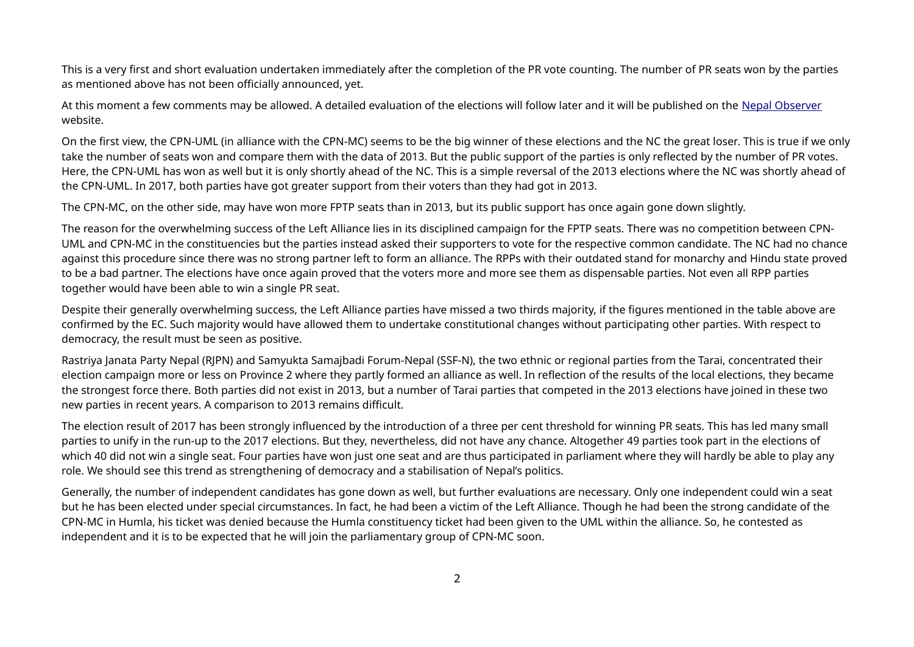This is a very first and short evaluation undertaken immediately after the completion of the PR vote counting. The number of PR seats won by the parties as mentioned above has not been officially announced, yet.

At this moment a few comments may be allowed. A detailed evaluation of the elections will follow later and it will be published on the [Nepal Observer](Nepal Observer) website.

On the first view, the CPN-UML (in alliance with the CPN-MC) seems to be the big winner of these elections and the NC the great loser. This is true if we only take the number of seats won and compare them with the data of 2013. But the public support of the parties is only reflected by the number of PR votes. Here, the CPN-UML has won as well but it is only shortly ahead of the NC. This is a simple reversal of the 2013 elections where the NC was shortly ahead of the CPN-UML. In 2017, both parties have got greater support from their voters than they had got in 2013.

The CPN-MC, on the other side, may have won more FPTP seats than in 2013, but its public support has once again gone down slightly.

The reason for the overwhelming success of the Left Alliance lies in its disciplined campaign for the FPTP seats. There was no competition between CPN-UML and CPN-MC in the constituencies but the parties instead asked their supporters to vote for the respective common candidate. The NC had no chance against this procedure since there was no strong partner left to form an alliance. The RPPs with their outdated stand for monarchy and Hindu state proved to be a bad partner. The elections have once again proved that the voters more and more see them as dispensable parties. Not even all RPP parties together would have been able to win a single PR seat.

Despite their generally overwhelming success, the Left Alliance parties have missed a two thirds majority, if the figures mentioned in the table above are confirmed by the EC. Such majority would have allowed them to undertake constitutional changes without participating other parties. With respect to democracy, the result must be seen as positive.

Rastriya Janata Party Nepal (RJPN) and Samyukta Samajbadi Forum-Nepal (SSF-N), the two ethnic or regional parties from the Tarai, concentrated their election campaign more or less on Province 2 where they partly formed an alliance as well. In reflection of the results of the local elections, they became the strongest force there. Both parties did not exist in 2013, but a number of Tarai parties that competed in the 2013 elections have joined in these two new parties in recent years. A comparison to 2013 remains difficult.

The election result of 2017 has been strongly influenced by the introduction of a three per cent threshold for winning PR seats. This has led many small parties to unify in the run-up to the 2017 elections. But they, nevertheless, did not have any chance. Altogether 49 parties took part in the elections of which 40 did not win a single seat. Four parties have won just one seat and are thus participated in parliament where they will hardly be able to play any role. We should see this trend as strengthening of democracy and a stabilisation of Nepal's politics.

Generally, the number of independent candidates has gone down as well, but further evaluations are necessary. Only one independent could win a seat but he has been elected under special circumstances. In fact, he had been a victim of the Left Alliance. Though he had been the strong candidate of the CPN-MC in Humla, his ticket was denied because the Humla constituency ticket had been given to the UML within the alliance. So, he contested as independent and it is to be expected that he will join the parliamentary group of CPN-MC soon.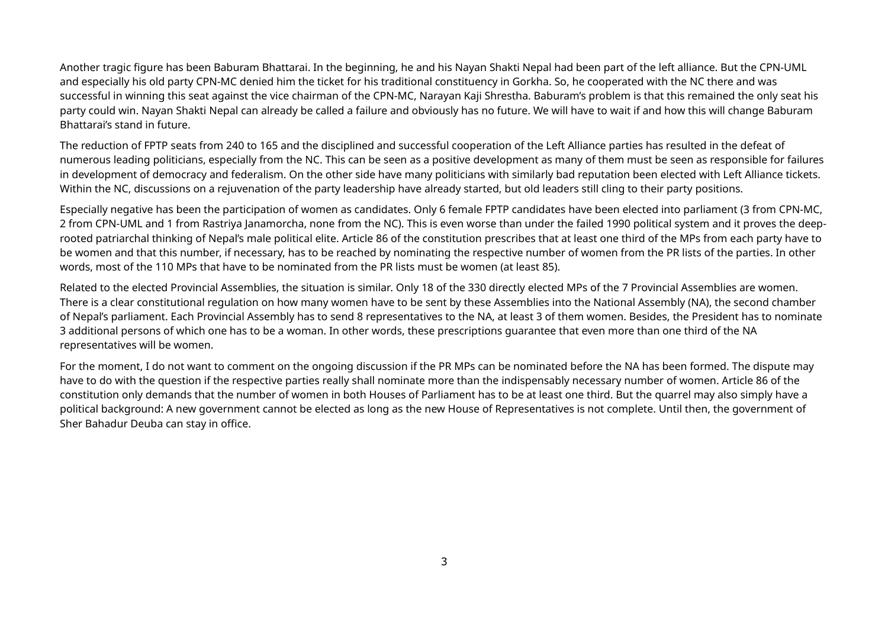Another tragic figure has been Baburam Bhattarai. In the beginning, he and his Nayan Shakti Nepal had been part of the left alliance. But the CPN-UML and especially his old party CPN-MC denied him the ticket for his traditional constituency in Gorkha. So, he cooperated with the NC there and was successful in winning this seat against the vice chairman of the CPN-MC, Narayan Kaji Shrestha. Baburam's problem is that this remained the only seat his party could win. Nayan Shakti Nepal can already be called a failure and obviously has no future. We will have to wait if and how this will change Baburam Bhattarai's stand in future.

The reduction of FPTP seats from 240 to 165 and the disciplined and successful cooperation of the Left Alliance parties has resulted in the defeat of numerous leading politicians, especially from the NC. This can be seen as a positive development as many of them must be seen as responsible for failures in development of democracy and federalism. On the other side have many politicians with similarly bad reputation been elected with Left Alliance tickets. Within the NC, discussions on a rejuvenation of the party leadership have already started, but old leaders still cling to their party positions.

Especially negative has been the participation of women as candidates. Only 6 female FPTP candidates have been elected into parliament (3 from CPN-MC, 2 from CPN-UML and 1 from Rastriya Janamorcha, none from the NC). This is even worse than under the failed 1990 political system and it proves the deep-rooted patriarchal thinking of Nepal's male political elite. Article 86 of the constitution prescribes that at least one third of the MPs from each party have to be women and that this number, if necessary, has to be reached by nominating the respective number of women from the PR lists of the parties. In other words, most of the 110 MPs that have to be nominated from the PR lists must be women (at least 85).

Related to the elected Provincial Assemblies, the situation is similar. Only 18 of the 330 directly elected MPs of the 7 Provincial Assemblies are women. There is a clear constitutional regulation on how many women have to be sent by these Assemblies into the National Assembly (NA), the second chamber of Nepal's parliament. Each Provincial Assembly has to send 8 representatives to the NA, at least 3 of them women. Besides, the President has to nominate 3 additional persons of which one has to be a woman. In other words, these prescriptions guarantee that even more than one third of the NA representatives will be women.

For the moment, I do not want to comment on the ongoing discussion if the PR MPs can be nominated before the NA has been formed. The dispute may have to do with the question if the respective parties really shall nominate more than the indispensably necessary number of women. Article 86 of the constitution only demands that the number of women in both Houses of Parliament has to be at least one third. But the quarrel may also simply have a political background: A new government cannot be elected as long as the new House of Representatives is not complete. Until then, the government of Sher Bahadur Deuba can stay in office.